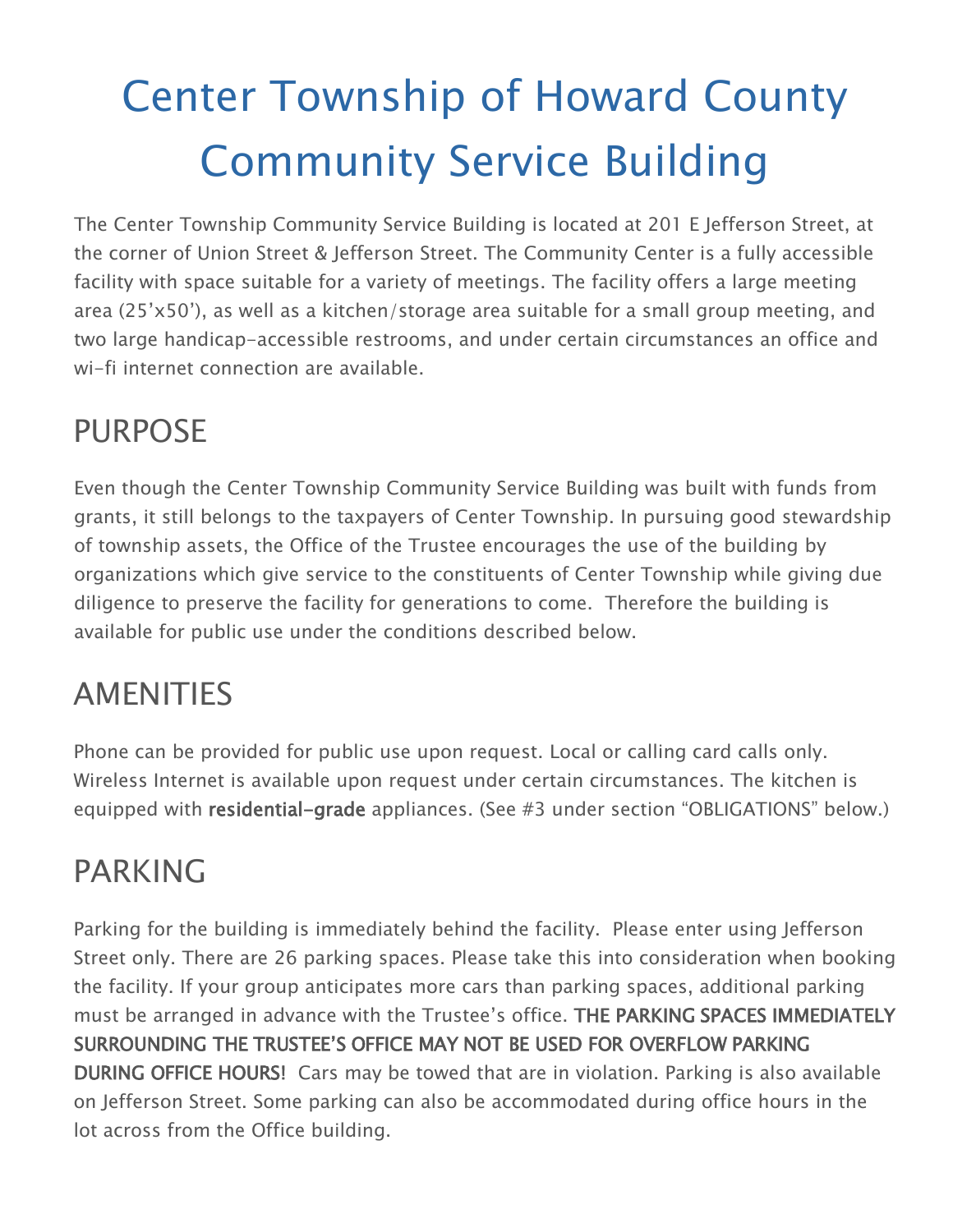# Center Township of Howard County Community Service Building

The Center Township Community Service Building is located at 201 E Jefferson Street, at the corner of Union Street & Jefferson Street. The Community Center is a fully accessible facility with space suitable for a variety of meetings. The facility offers a large meeting area (25'x50'), as well as a kitchen/storage area suitable for a small group meeting, and two large handicap-accessible restrooms, and under certain circumstances an office and wi-fi internet connection are available.

## PURPOSE

Even though the Center Township Community Service Building was built with funds from grants, it still belongs to the taxpayers of Center Township. In pursuing good stewardship of township assets, the Office of the Trustee encourages the use of the building by organizations which give service to the constituents of Center Township while giving due diligence to preserve the facility for generations to come. Therefore the building is available for public use under the conditions described below.

## AMENITIES

Phone can be provided for public use upon request. Local or calling card calls only. Wireless Internet is available upon request under certain circumstances. The kitchen is equipped with **residential-grade** appliances. (See #3 under section "OBLIGATIONS" below.)

## PARKING

Parking for the building is immediately behind the facility. Please enter using Jefferson Street only. There are 26 parking spaces. Please take this into consideration when booking the facility. If your group anticipates more cars than parking spaces, additional parking must be arranged in advance with the Trustee's office. **THE PARKING SPACES IMMEDIATELY SURROUNDING THE TRUSTEE'S OFFICE MAY NOT BE USED FOR OVERFLOW PARKING DURING OFFICE HOURS!** Cars may be towed that are in violation. Parking is also available on Jefferson Street. Some parking can also be accommodated during office hours in the lot across from the Office building.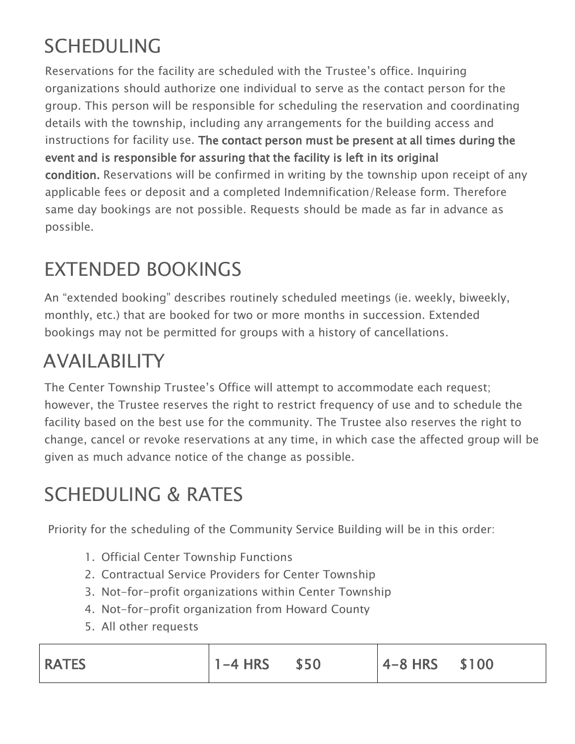## SCHEDULING

Reservations for the facility are scheduled with the Trustee's office. Inquiring organizations should authorize one individual to serve as the contact person for the group. This person will be responsible for scheduling the reservation and coordinating details with the township, including any arrangements for the building access and instructions for facility use. **The contact person must be present at all times during the event and is responsible for assuring that the facility is left in its original condition.** Reservations will be confirmed in writing by the township upon receipt of any applicable fees or deposit and a completed Indemnification/Release form. Therefore same day bookings are not possible. Requests should be made as far in advance as possible.

## EXTENDED BOOKINGS

An "extended booking" describes routinely scheduled meetings (ie. weekly, biweekly, monthly, etc.) that are booked for two or more months in succession. Extended bookings may not be permitted for groups with a history of cancellations.

## AVAILABILITY

The Center Township Trustee's Office will attempt to accommodate each request; however, the Trustee reserves the right to restrict frequency of use and to schedule the facility based on the best use for the community. The Trustee also reserves the right to change, cancel or revoke reservations at any time, in which case the affected group will be given as much advance notice of the change as possible.

## SCHEDULING & RATES

Priority for the scheduling of the Community Service Building will be in this order:

1. Official Center Township Functions
2. Contractual Service Providers for Center Township
3. Not-for-profit organizations within Center Township
4. Not-for-profit organization from Howard County
5. All other requests

| RATES | 1-4 HRS $50 | 4-8 HRS $100 |
|---|---|---|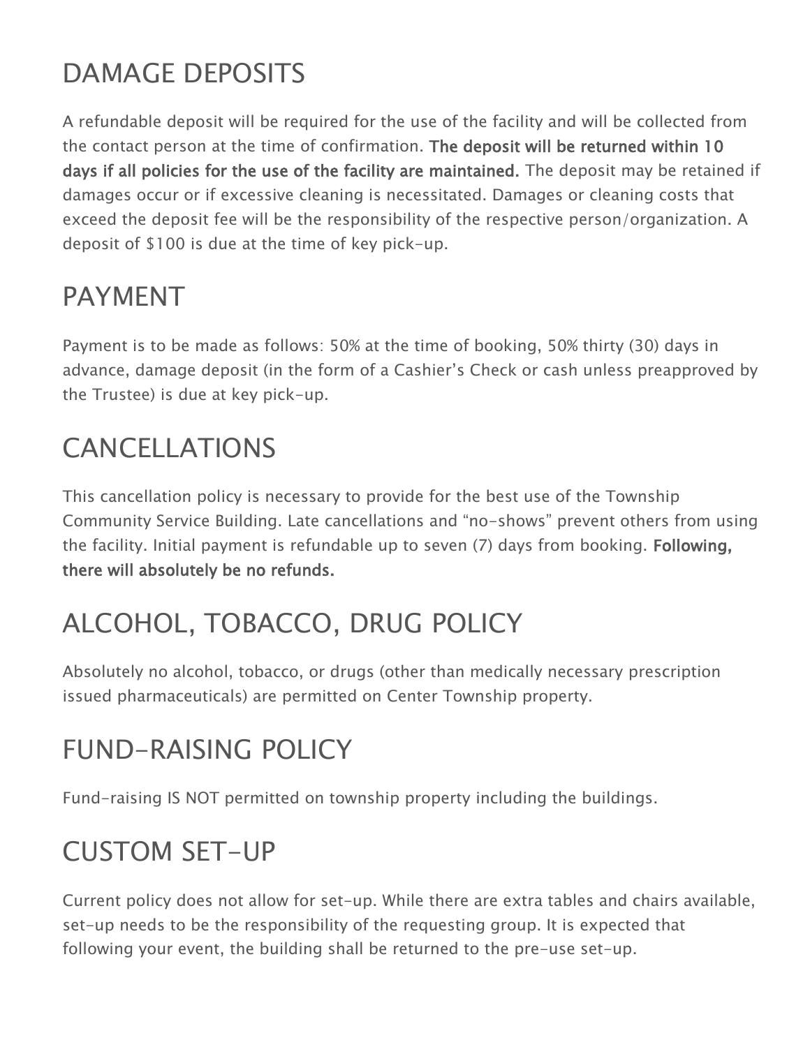## DAMAGE DEPOSITS

A refundable deposit will be required for the use of the facility and will be collected from the contact person at the time of confirmation. **The deposit will be returned within 10 days if all policies for the use of the facility are maintained.** The deposit may be retained if damages occur or if excessive cleaning is necessitated. Damages or cleaning costs that exceed the deposit fee will be the responsibility of the respective person/organization. A deposit of $100 is due at the time of key pick-up.

## PAYMENT

Payment is to be made as follows: 50% at the time of booking, 50% thirty (30) days in advance, damage deposit (in the form of a Cashier's Check or cash unless preapproved by the Trustee) is due at key pick-up.

## CANCELLATIONS

This cancellation policy is necessary to provide for the best use of the Township Community Service Building. Late cancellations and "no-shows" prevent others from using the facility. Initial payment is refundable up to seven (7) days from booking. **Following, there will absolutely be no refunds.**

## ALCOHOL, TOBACCO, DRUG POLICY

Absolutely no alcohol, tobacco, or drugs (other than medically necessary prescription issued pharmaceuticals) are permitted on Center Township property.

## FUND-RAISING POLICY

Fund-raising IS NOT permitted on township property including the buildings.

## CUSTOM SET-UP

Current policy does not allow for set-up. While there are extra tables and chairs available, set-up needs to be the responsibility of the requesting group. It is expected that following your event, the building shall be returned to the pre-use set-up.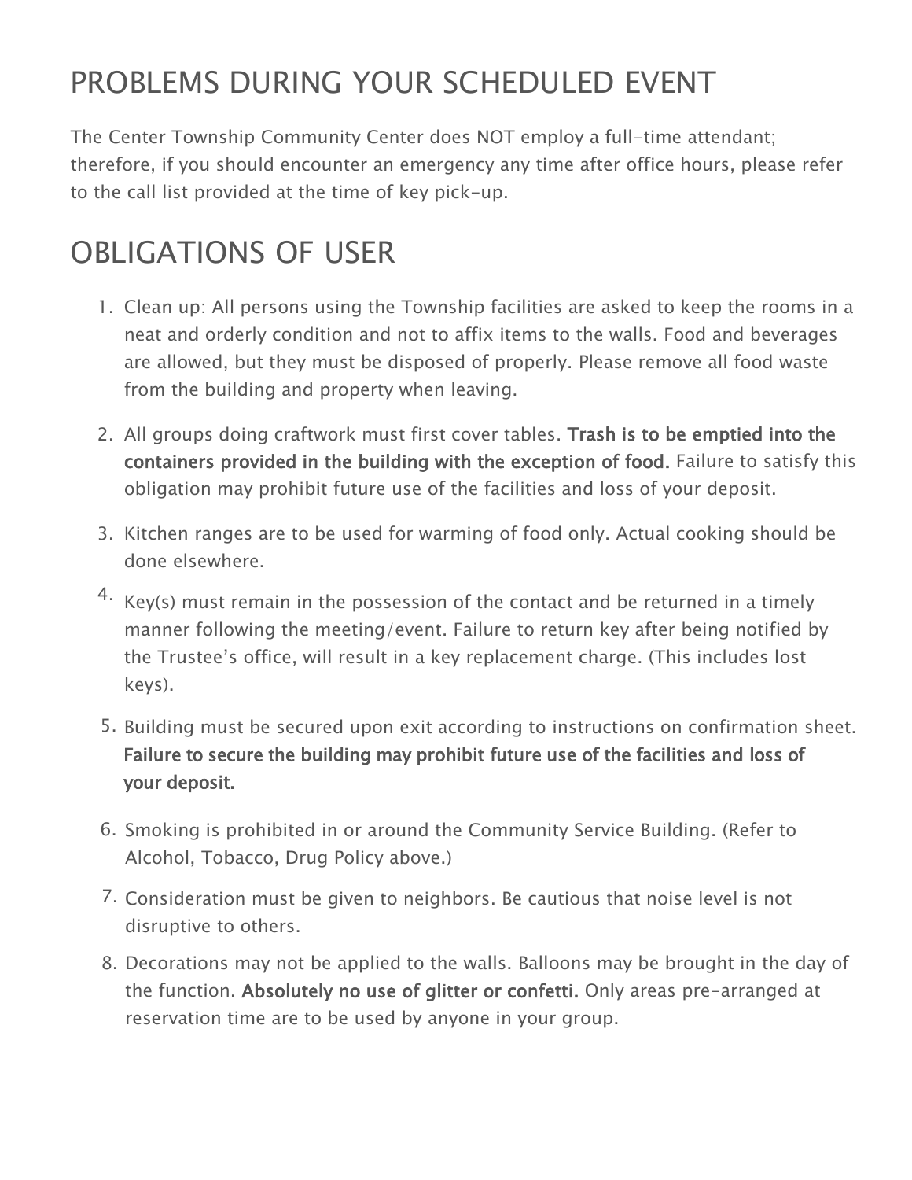## PROBLEMS DURING YOUR SCHEDULED EVENT

The Center Township Community Center does NOT employ a full-time attendant; therefore, if you should encounter an emergency any time after office hours, please refer to the call list provided at the time of key pick-up.

## OBLIGATIONS OF USER

1. Clean up: All persons using the Township facilities are asked to keep the rooms in a neat and orderly condition and not to affix items to the walls. Food and beverages are allowed, but they must be disposed of properly. Please remove all food waste from the building and property when leaving.
2. All groups doing craftwork must first cover tables. **Trash is to be emptied into the containers provided in the building with the exception of food.** Failure to satisfy this obligation may prohibit future use of the facilities and loss of your deposit.
3. Kitchen ranges are to be used for warming of food only. Actual cooking should be done elsewhere.
4. Key(s) must remain in the possession of the contact and be returned in a timely manner following the meeting/event. Failure to return key after being notified by the Trustee's office, will result in a key replacement charge. (This includes lost keys).
5. Building must be secured upon exit according to instructions on confirmation sheet. **Failure to secure the building may prohibit future use of the facilities and loss of your deposit.**
6. Smoking is prohibited in or around the Community Service Building. (Refer to Alcohol, Tobacco, Drug Policy above.)
7. Consideration must be given to neighbors. Be cautious that noise level is not disruptive to others.
8. Decorations may not be applied to the walls. Balloons may be brought in the day of the function. **Absolutely no use of glitter or confetti.** Only areas pre-arranged at reservation time are to be used by anyone in your group.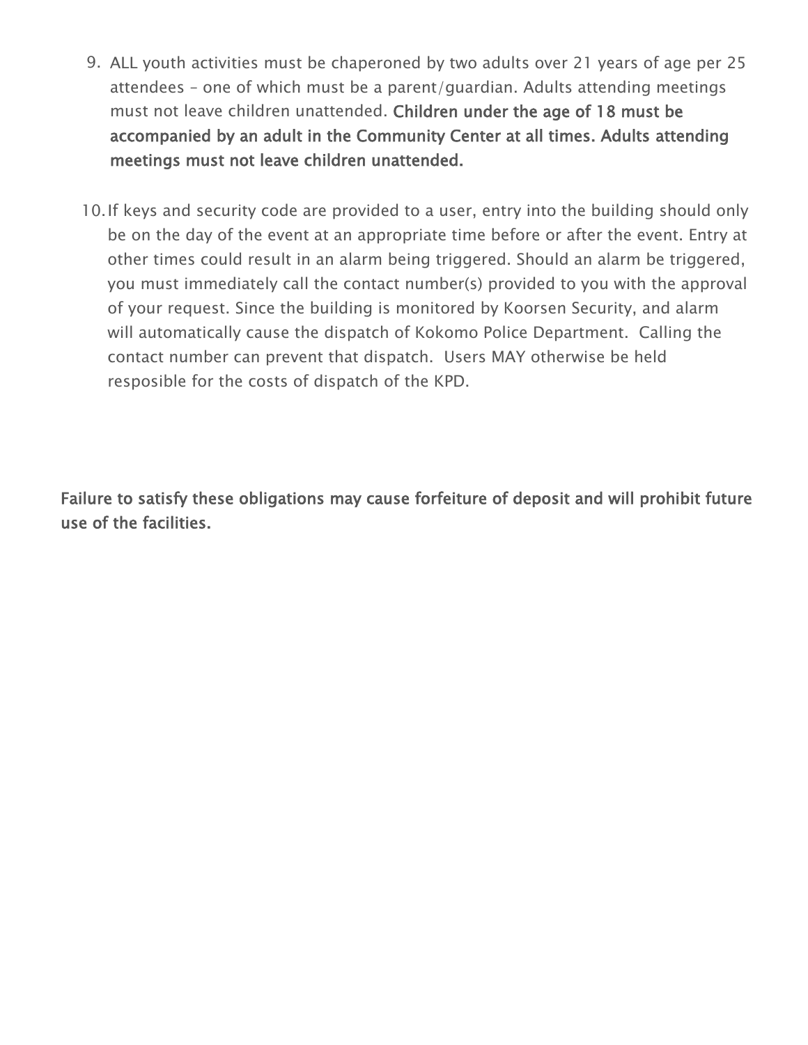9. ALL youth activities must be chaperoned by two adults over 21 years of age per 25 attendees – one of which must be a parent/guardian. Adults attending meetings must not leave children unattended. **Children under the age of 18 must be accompanied by an adult in the Community Center at all times. Adults attending meetings must not leave children unattended.**

10. If keys and security code are provided to a user, entry into the building should only be on the day of the event at an appropriate time before or after the event. Entry at other times could result in an alarm being triggered. Should an alarm be triggered, you must immediately call the contact number(s) provided to you with the approval of your request. Since the building is monitored by Koorsen Security, and alarm will automatically cause the dispatch of Kokomo Police Department. Calling the contact number can prevent that dispatch. Users MAY otherwise be held resposible for the costs of dispatch of the KPD.

**Failure to satisfy these obligations may cause forfeiture of deposit and will prohibit future use of the facilities.**